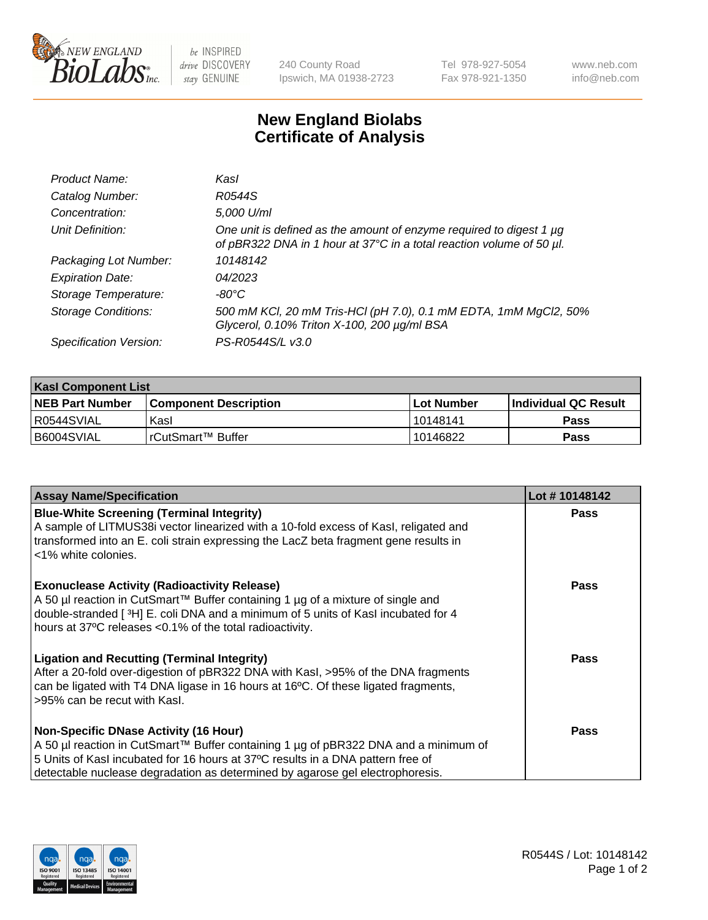New England BioLabs Inc. — be INSPIRED drive DISCOVERY stay GENUINE

240 County Road
Ipswich, MA 01938-2723

Tel 978-927-5054
Fax 978-921-1350

www.neb.com
info@neb.com

# New England Biolabs
# Certificate of Analysis

| | |
|---|---|
| *Product Name:* | *KasI* |
| *Catalog Number:* | *R0544S* |
| *Concentration:* | *5,000 U/ml* |
| *Unit Definition:* | *One unit is defined as the amount of enzyme required to digest 1 µg of pBR322 DNA in 1 hour at 37°C in a total reaction volume of 50 µl.* |
| *Packaging Lot Number:* | *10148142* |
| *Expiration Date:* | *04/2023* |
| *Storage Temperature:* | *-80°C* |
| *Storage Conditions:* | *500 mM KCl, 20 mM Tris-HCl (pH 7.0), 0.1 mM EDTA, 1mM MgCl2, 50% Glycerol, 0.10% Triton X-100, 200 µg/ml BSA* |
| *Specification Version:* | *PS-R0544S/L v3.0* |

| **KasI Component List** | | | |
|---|---|---|---|
| **NEB Part Number** | **Component Description** | **Lot Number** | **Individual QC Result** |
| R0544SVIAL | KasI | 10148141 | **Pass** |
| B6004SVIAL | rCutSmart™ Buffer | 10146822 | **Pass** |

| **Assay Name/Specification** | **Lot # 10148142** |
|---|---|
| **Blue-White Screening (Terminal Integrity)** A sample of LITMUS38i vector linearized with a 10-fold excess of KasI, religated and transformed into an E. coli strain expressing the LacZ beta fragment gene results in <1% white colonies. | **Pass** |
| **Exonuclease Activity (Radioactivity Release)** A 50 µl reaction in CutSmart™ Buffer containing 1 µg of a mixture of single and double-stranded [ $^3$H] E. coli DNA and a minimum of 5 units of KasI incubated for 4 hours at 37ºC releases <0.1% of the total radioactivity. | **Pass** |
| **Ligation and Recutting (Terminal Integrity)** After a 20-fold over-digestion of pBR322 DNA with KasI, >95% of the DNA fragments can be ligated with T4 DNA ligase in 16 hours at 16ºC. Of these ligated fragments, >95% can be recut with KasI. | **Pass** |
| **Non-Specific DNase Activity (16 Hour)** A 50 µl reaction in CutSmart™ Buffer containing 1 µg of pBR322 DNA and a minimum of 5 Units of KasI incubated for 16 hours at 37ºC results in a DNA pattern free of detectable nuclease degradation as determined by agarose gel electrophoresis. | **Pass** |

R0544S / Lot: 10148142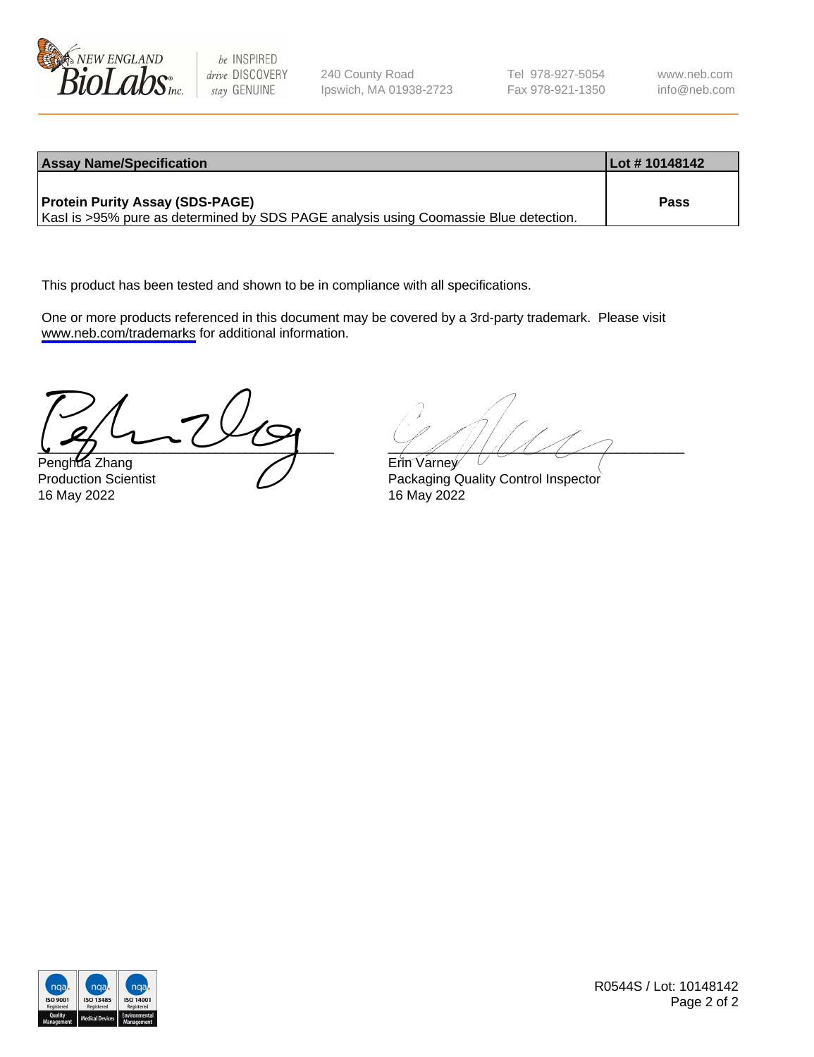| Assay Name/Specification | Lot # 10148142 |
| --- | --- |
| **Protein Purity Assay (SDS-PAGE)**<br>KasI is >95% pure as determined by SDS PAGE analysis using Coomassie Blue detection. | **Pass** |

This product has been tested and shown to be in compliance with all specifications.

One or more products referenced in this document may be covered by a 3rd-party trademark. Please visit www.neb.com/trademarks for additional information.

Penghua Zhang
Production Scientist
16 May 2022

Erin Varney
Packaging Quality Control Inspector
16 May 2022

R0544S / Lot: 10148142